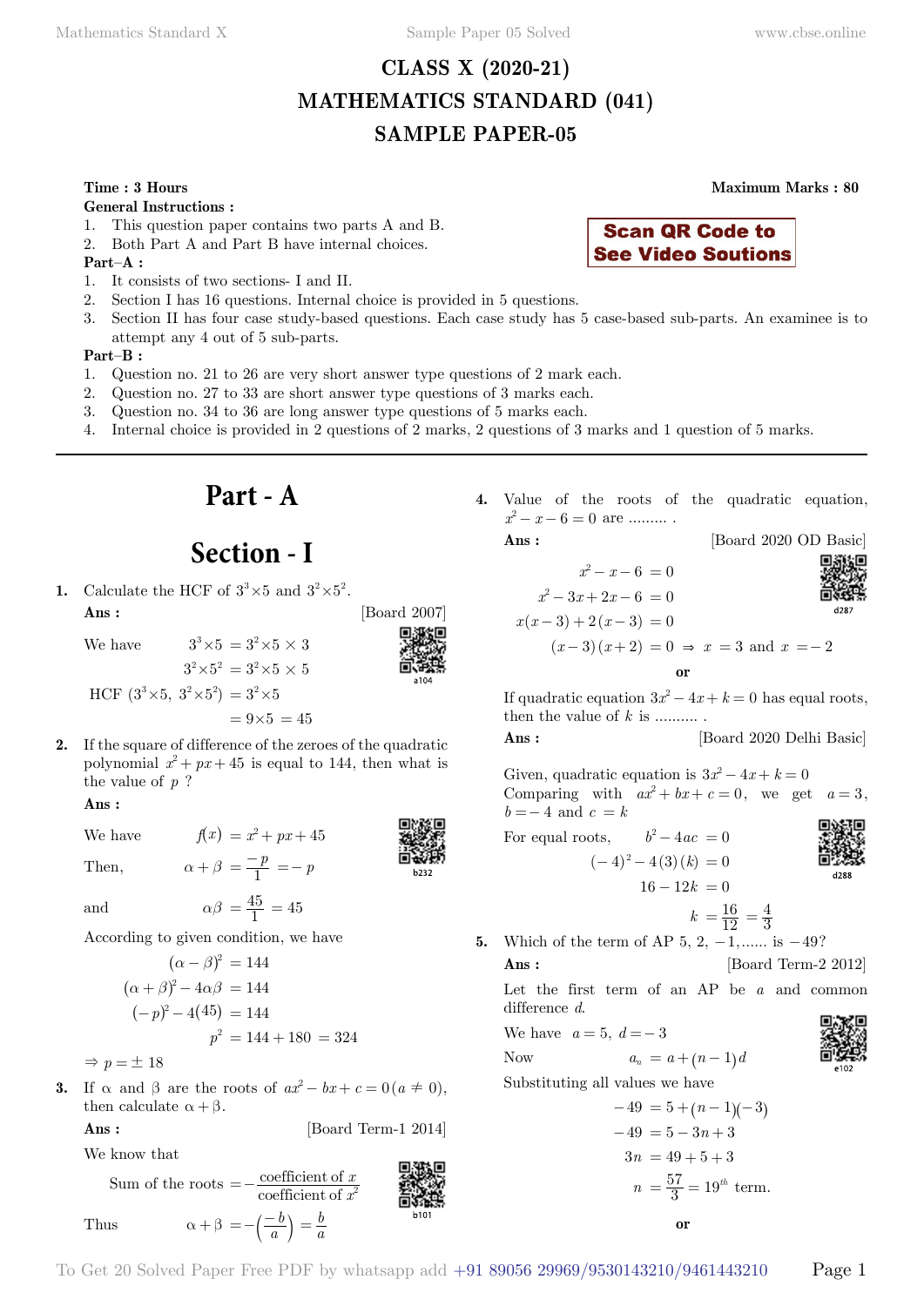# CLASS X (2020-21)
# MATHEMATICS STANDARD (041)
# SAMPLE PAPER-05

**Time : 3 Hours** **Maximum Marks : 80**

**General Instructions :**

1. This question paper contains two parts A and B.
2. Both Part A and Part B have internal choices.

**Scan QR Code to See Video Soutions**

**Part–A :**

1. It consists of two sections- I and II.
2. Section I has 16 questions. Internal choice is provided in 5 questions.
3. Section II has four case study-based questions. Each case study has 5 case-based sub-parts. An examinee is to attempt any 4 out of 5 sub-parts.

**Part–B :**

1. Question no. 21 to 26 are very short answer type questions of 2 mark each.
2. Question no. 27 to 33 are short answer type questions of 3 marks each.
3. Question no. 34 to 36 are long answer type questions of 5 marks each.
4. Internal choice is provided in 2 questions of 2 marks, 2 questions of 3 marks and 1 question of 5 marks.

---

# Part - A

## Section - I

**1.** Calculate the HCF of $3^3 \times 5$ and $3^2 \times 5^2$.

**Ans :** [Board 2007]

We have
$$3^3 \times 5 = 3^2 \times 5 \times 3$$
$$3^2 \times 5^2 = 3^2 \times 5 \times 5$$
$$\text{HCF } (3^3 \times 5,\ 3^2 \times 5^2) = 3^2 \times 5$$
$$= 9 \times 5 = 45$$

**2.** If the square of difference of the zeroes of the quadratic polynomial $x^2 + px + 45$ is equal to 144, then what is the value of $p$ ?

**Ans :**

We have $f(x) = x^2 + px + 45$

Then, $\alpha + \beta = \frac{-p}{1} = -p$

and $\alpha\beta = \frac{45}{1} = 45$

According to given condition, we have
$$(\alpha - \beta)^2 = 144$$
$$(\alpha + \beta)^2 - 4\alpha\beta = 144$$
$$(-p)^2 - 4(45) = 144$$
$$p^2 = 144 + 180 = 324$$
$$\Rightarrow p = \pm 18$$

**3.** If $\alpha$ and $\beta$ are the roots of $ax^2 - bx + c = 0 \, (a \neq 0)$, then calculate $\alpha + \beta$.

**Ans :** [Board Term-1 2014]

We know that
$$\text{Sum of the roots} = -\frac{\text{coefficient of } x}{\text{coefficient of } x^2}$$

Thus $\alpha + \beta = -\left(\frac{-b}{a}\right) = \frac{b}{a}$

**4.** Value of the roots of the quadratic equation, $x^2 - x - 6 = 0$ are ......... .

**Ans :** [Board 2020 OD Basic]
$$x^2 - x - 6 = 0$$
$$x^2 - 3x + 2x - 6 = 0$$
$$x(x - 3) + 2(x - 3) = 0$$
$$(x - 3)(x + 2) = 0 \Rightarrow x = 3 \text{ and } x = -2$$

**or**

If quadratic equation $3x^2 - 4x + k = 0$ has equal roots, then the value of $k$ is .......... .

**Ans :** [Board 2020 Delhi Basic]

Given, quadratic equation is $3x^2 - 4x + k = 0$

Comparing with $ax^2 + bx + c = 0$, we get $a = 3$, $b = -4$ and $c = k$

For equal roots,
$$b^2 - 4ac = 0$$
$$(-4)^2 - 4(3)(k) = 0$$
$$16 - 12k = 0$$
$$k = \frac{16}{12} = \frac{4}{3}$$

**5.** Which of the term of AP 5, 2, $-1$,...... is $-49$?

**Ans :** [Board Term-2 2012]

Let the first term of an AP be $a$ and common difference $d$.

We have $a = 5$, $d = -3$

Now $a_n = a + (n - 1)d$

Substituting all values we have
$$-49 = 5 + (n - 1)(-3)$$
$$-49 = 5 - 3n + 3$$
$$3n = 49 + 5 + 3$$
$$n = \frac{57}{3} = 19^{th} \text{ term.}$$

**or**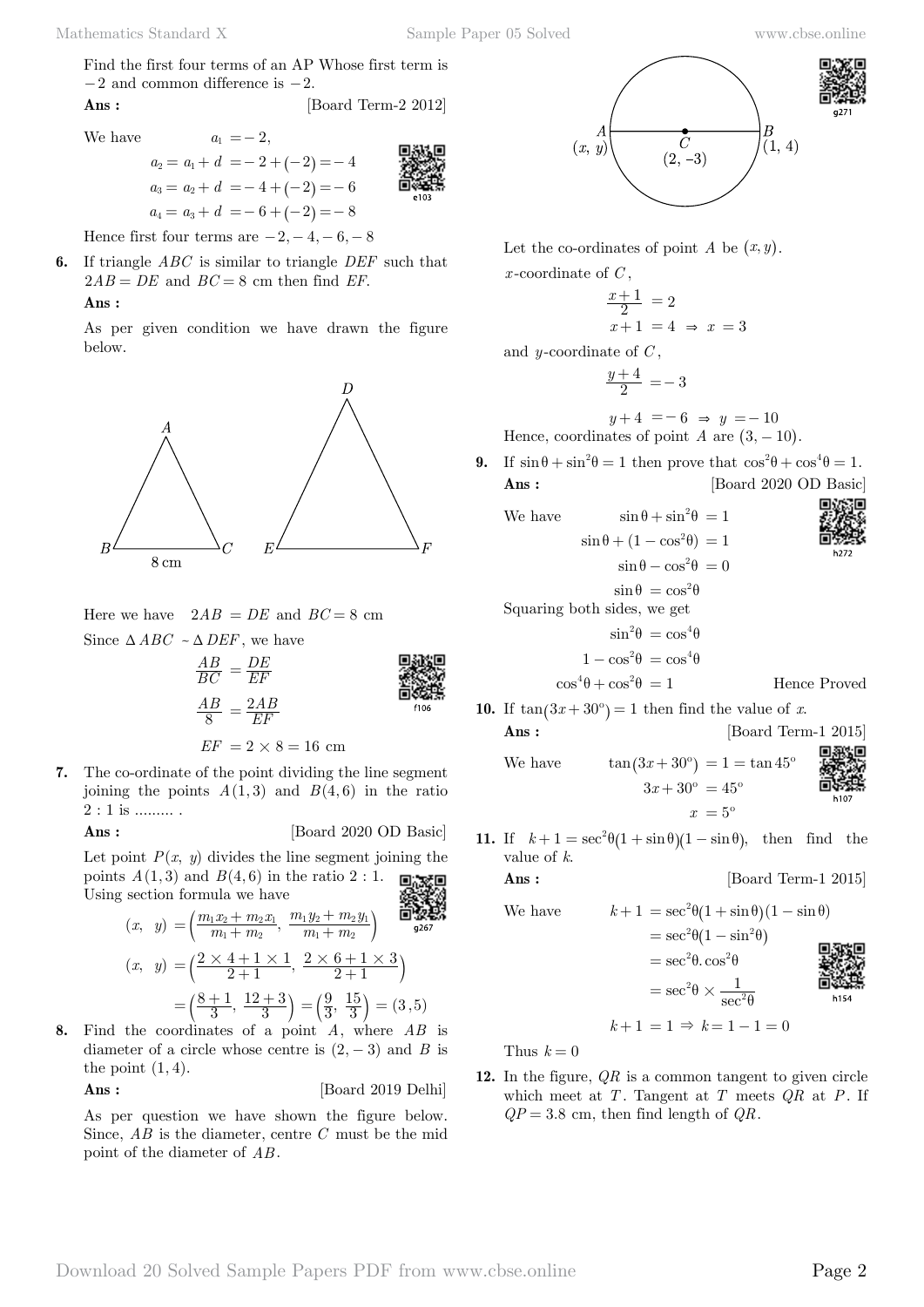Find the first four terms of an AP Whose first term is $-2$ and common difference is $-2$.

**Ans :** [Board Term-2 2012]

We have $a_1 = -2$,

$$a_2 = a_1 + d = -2 + (-2) = -4$$
$$a_3 = a_2 + d = -4 + (-2) = -6$$
$$a_4 = a_3 + d = -6 + (-2) = -8$$

Hence first four terms are $-2, -4, -6, -8$

**6.** If triangle $ABC$ is similar to triangle $DEF$ such that $2AB = DE$ and $BC = 8$ cm then find $EF$.

**Ans :**

As per given condition we have drawn the figure below.

A

B C

8 cm

D

E F

Here we have $2AB = DE$ and $BC = 8$ cm

Since $\Delta ABC \sim \Delta DEF$, we have

$$\frac{AB}{BC} = \frac{DE}{EF}$$
$$\frac{AB}{8} = \frac{2AB}{EF}$$
$$EF = 2 \times 8 = 16 \text{ cm}$$

**7.** The co-ordinate of the point dividing the line segment joining the points $A(1,3)$ and $B(4,6)$ in the ratio $2:1$ is ......... .

**Ans :** [Board 2020 OD Basic]

Let point $P(x, y)$ divides the line segment joining the points $A(1,3)$ and $B(4,6)$ in the ratio $2:1$. Using section formula we have

$$(x, y) = \left(\frac{m_1x_2 + m_2x_1}{m_1 + m_2}, \frac{m_1y_2 + m_2y_1}{m_1 + m_2}\right)$$
$$(x, y) = \left(\frac{2 \times 4 + 1 \times 1}{2+1}, \frac{2 \times 6 + 1 \times 3}{2+1}\right)$$
$$= \left(\frac{8+1}{3}, \frac{12+3}{3}\right) = \left(\frac{9}{3}, \frac{15}{3}\right) = (3, 5)$$

**8.** Find the coordinates of a point $A$, where $AB$ is diameter of a circle whose centre is $(2, -3)$ and $B$ is the point $(1, 4)$.

**Ans :** [Board 2019 Delhi]

As per question we have shown the figure below. Since, $AB$ is the diameter, centre $C$ must be the mid point of the diameter of $AB$.

A
(x, y)

C
(2, –3)

B
(1, 4)

Let the co-ordinates of point $A$ be $(x, y)$.

$x$-coordinate of $C$,

$$\frac{x+1}{2} = 2$$
$$x + 1 = 4 \Rightarrow x = 3$$

and $y$-coordinate of $C$,

$$\frac{y+4}{2} = -3$$
$$y + 4 = -6 \Rightarrow y = -10$$

Hence, coordinates of point $A$ are $(3, -10)$.

**9.** If $\sin\theta + \sin^2\theta = 1$ then prove that $\cos^2\theta + \cos^4\theta = 1$.

**Ans :** [Board 2020 OD Basic]

We have $\sin\theta + \sin^2\theta = 1$

$$\sin\theta + (1 - \cos^2\theta) = 1$$
$$\sin\theta - \cos^2\theta = 0$$
$$\sin\theta = \cos^2\theta$$

Squaring both sides, we get

$$\sin^2\theta = \cos^4\theta$$
$$1 - \cos^2\theta = \cos^4\theta$$
$$\cos^4\theta + \cos^2\theta = 1$$

Hence Proved

**10.** If $\tan(3x + 30^\circ) = 1$ then find the value of $x$.

**Ans :** [Board Term-1 2015]

We have $\tan(3x + 30^\circ) = 1 = \tan 45^\circ$

$$3x + 30^\circ = 45^\circ$$
$$x = 5^\circ$$

**11.** If $k + 1 = \sec^2\theta(1 + \sin\theta)(1 - \sin\theta)$, then find the value of $k$.

**Ans :** [Board Term-1 2015]

We have $k + 1 = \sec^2\theta(1 + \sin\theta)(1 - \sin\theta)$

$$= \sec^2\theta(1 - \sin^2\theta)$$
$$= \sec^2\theta . \cos^2\theta$$
$$= \sec^2\theta \times \frac{1}{\sec^2\theta}$$
$$k + 1 = 1 \Rightarrow k = 1 - 1 = 0$$

Thus $k = 0$

**12.** In the figure, $QR$ is a common tangent to given circle which meet at $T$. Tangent at $T$ meets $QR$ at $P$. If $QP = 3.8$ cm, then find length of $QR$.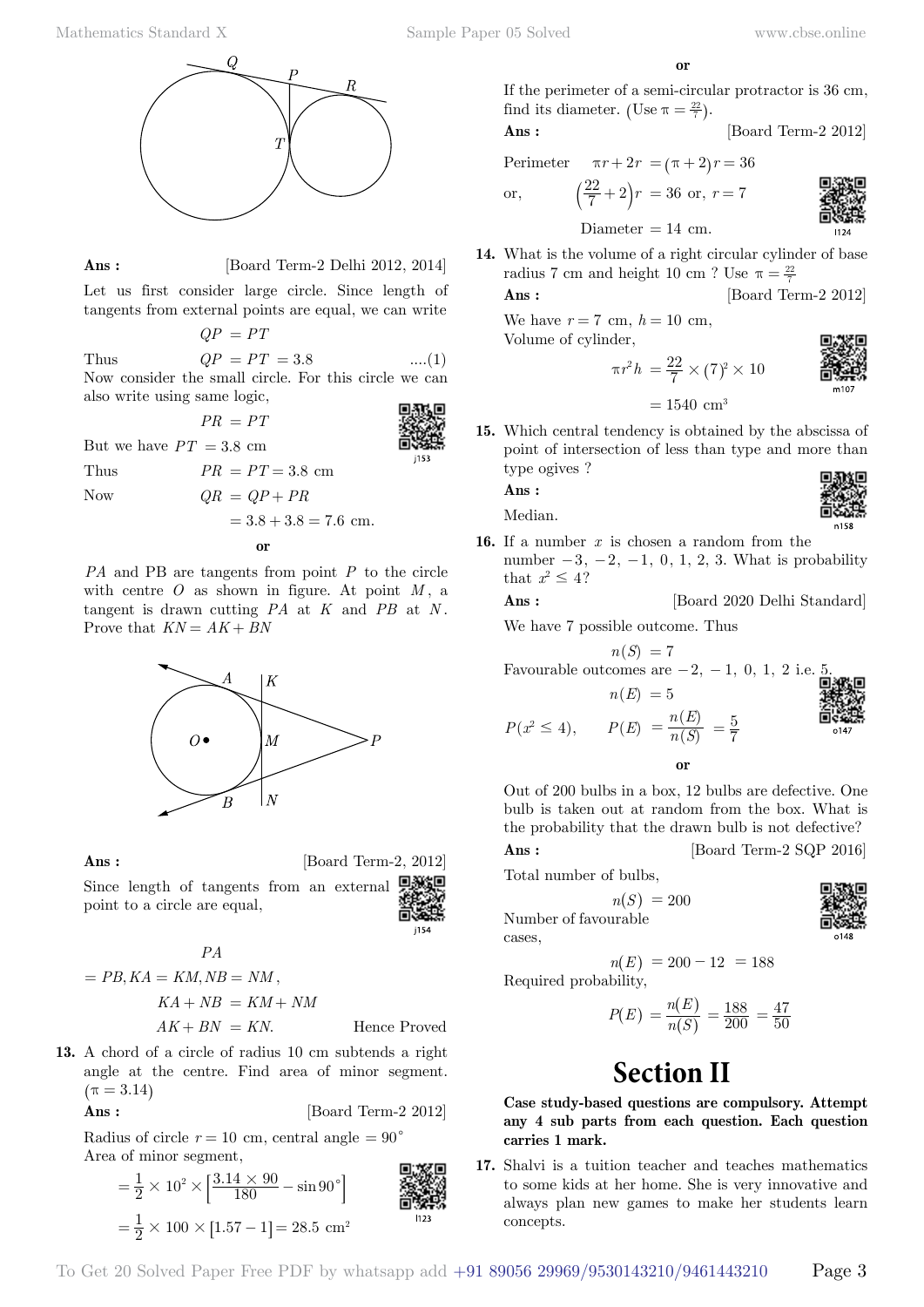**Ans :** [Board Term-2 Delhi 2012, 2014]

Let us first consider large circle. Since length of tangents from external points are equal, we can write

$$QP = PT$$

Thus $QP = PT = 3.8$ ....(1)

Now consider the small circle. For this circle we can also write using same logic,

$$PR = PT$$

But we have $PT = 3.8$ cm

Thus $PR = PT = 3.8$ cm

Now $QR = QP + PR$

$$= 3.8 + 3.8 = 7.6 \text{ cm.}$$

**or**

$PA$ and PB are tangents from point $P$ to the circle with centre $O$ as shown in figure. At point $M$, a tangent is drawn cutting $PA$ at $K$ and $PB$ at $N$. Prove that $KN = AK + BN$

**Ans :** [Board Term-2, 2012]

Since length of tangents from an external point to a circle are equal,

$$PA = PB, KA = KM, NB = NM,$$

$$KA + NB = KM + NM$$

$$AK + BN = KN.$$ Hence Proved

**13.** A chord of a circle of radius 10 cm subtends a right angle at the centre. Find area of minor segment. $(\pi = 3.14)$

**Ans :** [Board Term-2 2012]

Radius of circle $r = 10$ cm, central angle $= 90^\circ$

Area of minor segment,

$$= \frac{1}{2} \times 10^2 \times \left[\frac{3.14 \times 90}{180} - \sin 90^\circ\right]$$

$$= \frac{1}{2} \times 100 \times [1.57 - 1] = 28.5 \text{ cm}^2$$

**or**

If the perimeter of a semi-circular protractor is 36 cm, find its diameter. (Use $\pi = \frac{22}{7}$).

**Ans :** [Board Term-2 2012]

Perimeter $\pi r + 2r = (\pi + 2) r = 36$

or, $\left(\frac{22}{7} + 2\right) r = 36$ or, $r = 7$

Diameter $= 14$ cm.

**14.** What is the volume of a right circular cylinder of base radius 7 cm and height 10 cm ? Use $\pi = \frac{22}{7}$

**Ans :** [Board Term-2 2012]

We have $r = 7$ cm, $h = 10$ cm,

Volume of cylinder,

$$\pi r^2 h = \frac{22}{7} \times (7)^2 \times 10$$

$$= 1540 \text{ cm}^3$$

**15.** Which central tendency is obtained by the abscissa of point of intersection of less than type and more than type ogives ?

**Ans :**

Median.

**16.** If a number $x$ is chosen a random from the number $-3, -2, -1, 0, 1, 2, 3$. What is probability that $x^2 \leq 4$?

**Ans :** [Board 2020 Delhi Standard]

We have 7 possible outcome. Thus

$$n(S) = 7$$

Favourable outcomes are $-2, -1, 0, 1, 2$ i.e. 5.

$$n(E) = 5$$

$$P(x^2 \leq 4), \quad P(E) = \frac{n(E)}{n(S)} = \frac{5}{7}$$

**or**

Out of 200 bulbs in a box, 12 bulbs are defective. One bulb is taken out at random from the box. What is the probability that the drawn bulb is not defective?

**Ans :** [Board Term-2 SQP 2016]

Total number of bulbs,

$$n(S) = 200$$

Number of favourable cases,

$$n(E) = 200 - 12 = 188$$

Required probability,

$$P(E) = \frac{n(E)}{n(S)} = \frac{188}{200} = \frac{47}{50}$$

# Section II

**Case study-based questions are compulsory. Attempt any 4 sub parts from each question. Each question carries 1 mark.**

**17.** Shalvi is a tuition teacher and teaches mathematics to some kids at her home. She is very innovative and always plan new games to make her students learn concepts.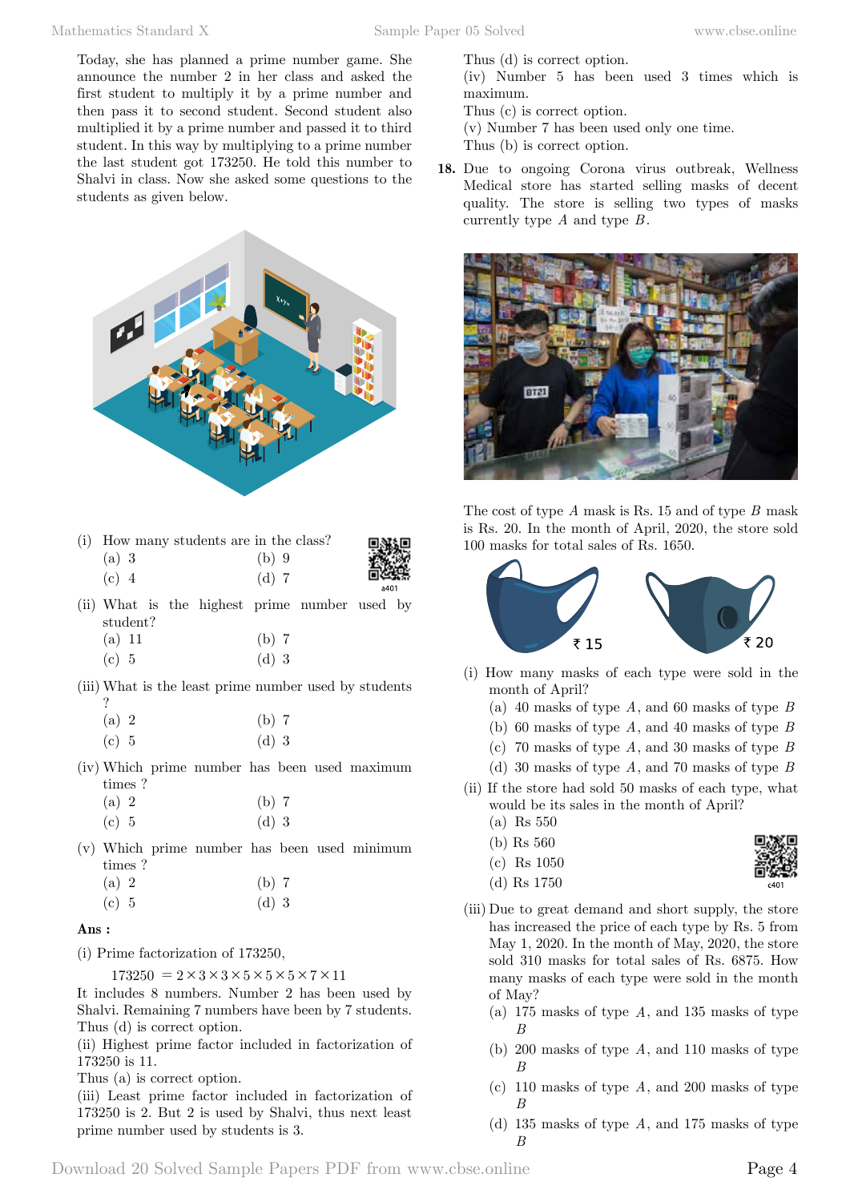Today, she has planned a prime number game. She announce the number 2 in her class and asked the first student to multiply it by a prime number and then pass it to second student. Second student also multiplied it by a prime number and passed it to third student. In this way by multiplying to a prime number the last student got 173250. He told this number to Shalvi in class. Now she asked some questions to the students as given below.

(i) How many students are in the class?
(a) 3 (b) 9
(c) 4 (d) 7

(ii) What is the highest prime number used by student?
(a) 11 (b) 7
(c) 5 (d) 3

(iii) What is the least prime number used by students ?
(a) 2 (b) 7
(c) 5 (d) 3

(iv) Which prime number has been used maximum times ?
(a) 2 (b) 7
(c) 5 (d) 3

(v) Which prime number has been used minimum times ?
(a) 2 (b) 7
(c) 5 (d) 3

**Ans :**

(i) Prime factorization of 173250,

$$173250 = 2\times3\times3\times5\times5\times5\times7\times11$$

It includes 8 numbers. Number 2 has been used by Shalvi. Remaining 7 numbers have been by 7 students.
Thus (d) is correct option.
(ii) Highest prime factor included in factorization of 173250 is 11.
Thus (a) is correct option.
(iii) Least prime factor included in factorization of 173250 is 2. But 2 is used by Shalvi, thus next least prime number used by students is 3.
Thus (d) is correct option.
(iv) Number 5 has been used 3 times which is maximum.
Thus (c) is correct option.
(v) Number 7 has been used only one time.
Thus (b) is correct option.

**18.** Due to ongoing Corona virus outbreak, Wellness Medical store has started selling masks of decent quality. The store is selling two types of masks currently type $A$ and type $B$.

The cost of type $A$ mask is Rs. 15 and of type $B$ mask is Rs. 20. In the month of April, 2020, the store sold 100 masks for total sales of Rs. 1650.

₹ 15

₹ 20

(i) How many masks of each type were sold in the month of April?
(a) 40 masks of type $A$, and 60 masks of type $B$
(b) 60 masks of type $A$, and 40 masks of type $B$
(c) 70 masks of type $A$, and 30 masks of type $B$
(d) 30 masks of type $A$, and 70 masks of type $B$

(ii) If the store had sold 50 masks of each type, what would be its sales in the month of April?
(a) Rs 550
(b) Rs 560
(c) Rs 1050
(d) Rs 1750

(iii) Due to great demand and short supply, the store has increased the price of each type by Rs. 5 from May 1, 2020. In the month of May, 2020, the store sold 310 masks for total sales of Rs. 6875. How many masks of each type were sold in the month of May?
(a) 175 masks of type $A$, and 135 masks of type $B$
(b) 200 masks of type $A$, and 110 masks of type $B$
(c) 110 masks of type $A$, and 200 masks of type $B$
(d) 135 masks of type $A$, and 175 masks of type $B$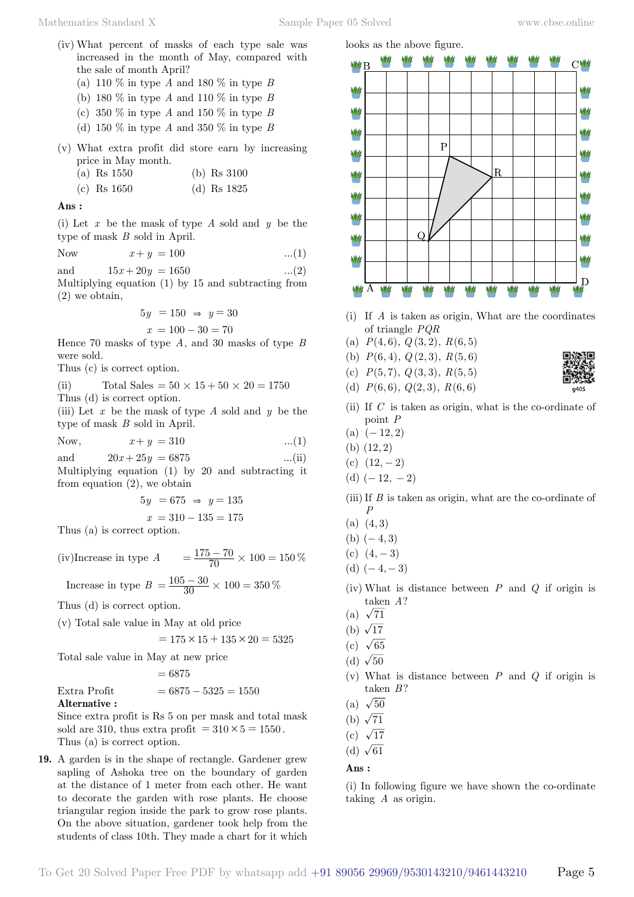(iv) What percent of masks of each type sale was increased in the month of May, compared with the sale of month April?

(a) 110 % in type $A$ and 180 % in type $B$

(b) 180 % in type $A$ and 110 % in type $B$

(c) 350 % in type $A$ and 150 % in type $B$

(d) 150 % in type $A$ and 350 % in type $B$

(v) What extra profit did store earn by increasing price in May month.

(a) Rs 1550 (b) Rs 3100

(c) Rs 1650 (d) Rs 1825

**Ans :**

(i) Let $x$ be the mask of type $A$ sold and $y$ be the type of mask $B$ sold in April.

Now $\quad x + y = 100 \quad$ ...(1)

and $\quad 15x + 20y = 1650 \quad$ ...(2)

Multiplying equation (1) by 15 and subtracting from (2) we obtain,

$$5y = 150 \Rightarrow y = 30$$

$$x = 100 - 30 = 70$$

Hence 70 masks of type $A$, and 30 masks of type $B$ were sold.

Thus (c) is correct option.

(ii) Total Sales $= 50 \times 15 + 50 \times 20 = 1750$

Thus (d) is correct option.

(iii) Let $x$ be the mask of type $A$ sold and $y$ be the type of mask $B$ sold in April.

Now, $\quad x + y = 310 \quad$ ...(1)

and $\quad 20x + 25y = 6875 \quad$ ...(ii)

Multiplying equation (1) by 20 and subtracting it from equation (2), we obtain

$$5y = 675 \Rightarrow y = 135$$

$$x = 310 - 135 = 175$$

Thus (a) is correct option.

(iv) Increase in type $A \quad = \frac{175 - 70}{70} \times 100 = 150\,\%$

Increase in type $B = \frac{105 - 30}{30} \times 100 = 350\,\%$

Thus (d) is correct option.

(v) Total sale value in May at old price

$$= 175 \times 15 + 135 \times 20 = 5325$$

Total sale value in May at new price

$$= 6875$$

Extra Profit $\quad = 6875 - 5325 = 1550$

**Alternative :**

Since extra profit is Rs 5 on per mask and total mask sold are 310, thus extra profit $= 310 \times 5 = 1550$.

Thus (a) is correct option.

**19.** A garden is in the shape of rectangle. Gardener grew sapling of Ashoka tree on the boundary of garden at the distance of 1 meter from each other. He want to decorate the garden with rose plants. He choose triangular region inside the park to grow rose plants. On the above situation, gardener took help from the students of class 10th. They made a chart for it which looks as the above figure.

B C P R Q A D

(i) If $A$ is taken as origin, What are the coordinates of triangle $PQR$

(a) $P(4,6)$, $Q(3,2)$, $R(6,5)$

(b) $P(6,4)$, $Q(2,3)$, $R(5,6)$

(c) $P(5,7)$, $Q(3,3)$, $R(5,5)$

(d) $P(6,6)$, $Q(2,3)$, $R(6,6)$

(ii) If $C$ is taken as origin, what is the co-ordinate of point $P$

(a) $(-12,2)$

(b) $(12,2)$

(c) $(12,-2)$

(d) $(-12,-2)$

(iii) If $B$ is taken as origin, what are the co-ordinate of $P$

(a) $(4,3)$

(b) $(-4,3)$

(c) $(4,-3)$

(d) $(-4,-3)$

(iv) What is distance between $P$ and $Q$ if origin is taken $A$?

(a) $\sqrt{71}$

(b) $\sqrt{17}$

(c) $\sqrt{65}$

(d) $\sqrt{50}$

(v) What is distance between $P$ and $Q$ if origin is taken $B$?

(a) $\sqrt{50}$

(b) $\sqrt{71}$

(c) $\sqrt{17}$

(d) $\sqrt{61}$

**Ans :**

(i) In following figure we have shown the co-ordinate taking $A$ as origin.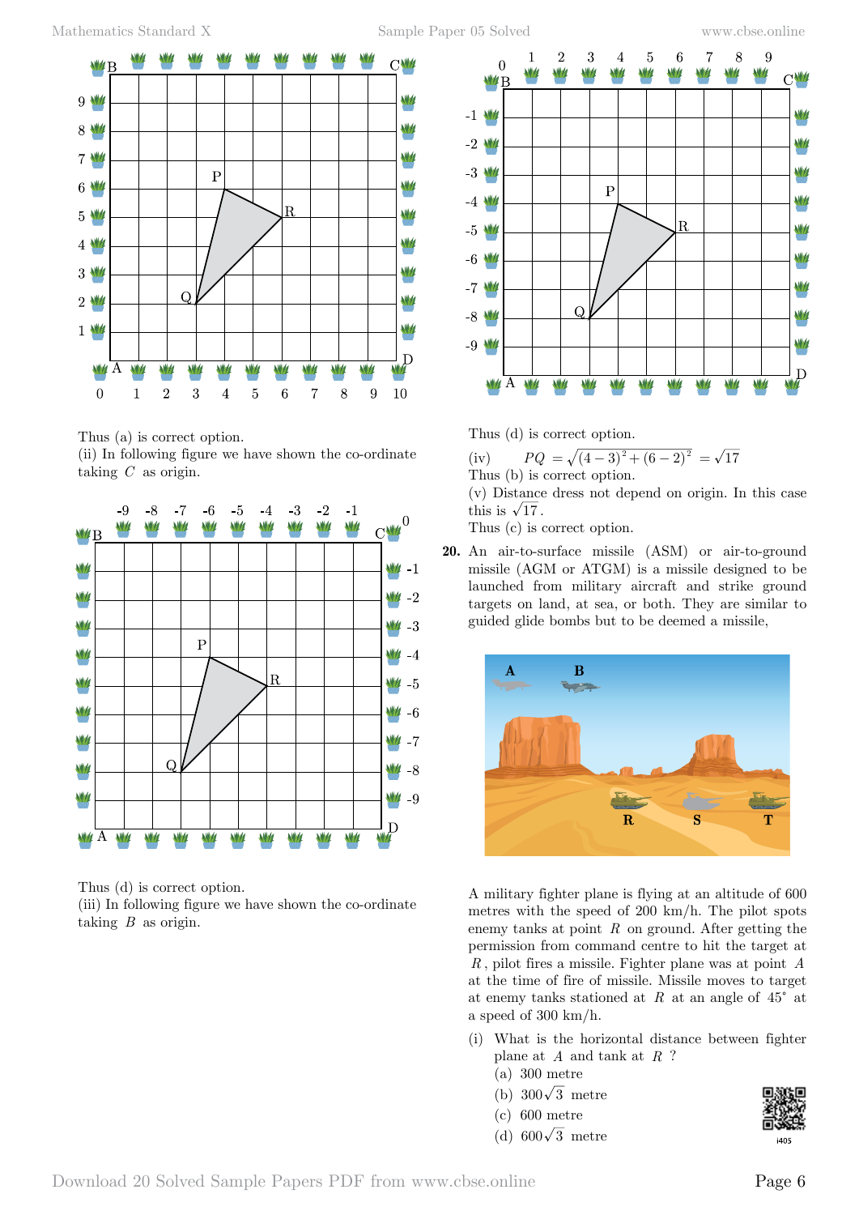B C

9
8
7
6 P
5 R
4
3
2 Q
1

A D
0 1 2 3 4 5 6 7 8 9 10

Thus (a) is correct option.

(ii) In following figure we have shown the co-ordinate taking $C$ as origin.

-9 -8 -7 -6 -5 -4 -3 -2 -1 0

B C
-1
-2
-3
-4 P
-5 R
-6
-7
-8 Q
-9

A D

Thus (d) is correct option.

(iii) In following figure we have shown the co-ordinate taking $B$ as origin.

0 1 2 3 4 5 6 7 8 9

B C
-1
-2
-3
-4 P
-5 R
-6
-7
-8 Q
-9

A D

Thus (d) is correct option.

(iv) $PQ = \sqrt{(4-3)^2 + (6-2)^2} = \sqrt{17}$

Thus (b) is correct option.

(v) Distance dress not depend on origin. In this case this is $\sqrt{17}$.

Thus (c) is correct option.

**20.** An air-to-surface missile (ASM) or air-to-ground missile (AGM or ATGM) is a missile designed to be launched from military aircraft and strike ground targets on land, at sea, or both. They are similar to guided glide bombs but to be deemed a missile,

A B

R S T

A military fighter plane is flying at an altitude of 600 metres with the speed of 200 km/h. The pilot spots enemy tanks at point $R$ on ground. After getting the permission from command centre to hit the target at $R$, pilot fires a missile. Fighter plane was at point $A$ at the time of fire of missile. Missile moves to target at enemy tanks stationed at $R$ at an angle of 45° at a speed of 300 km/h.

(i) What is the horizontal distance between fighter plane at $A$ and tank at $R$?
  (a) 300 metre
  (b) $300\sqrt{3}$ metre
  (c) 600 metre
  (d) $600\sqrt{3}$ metre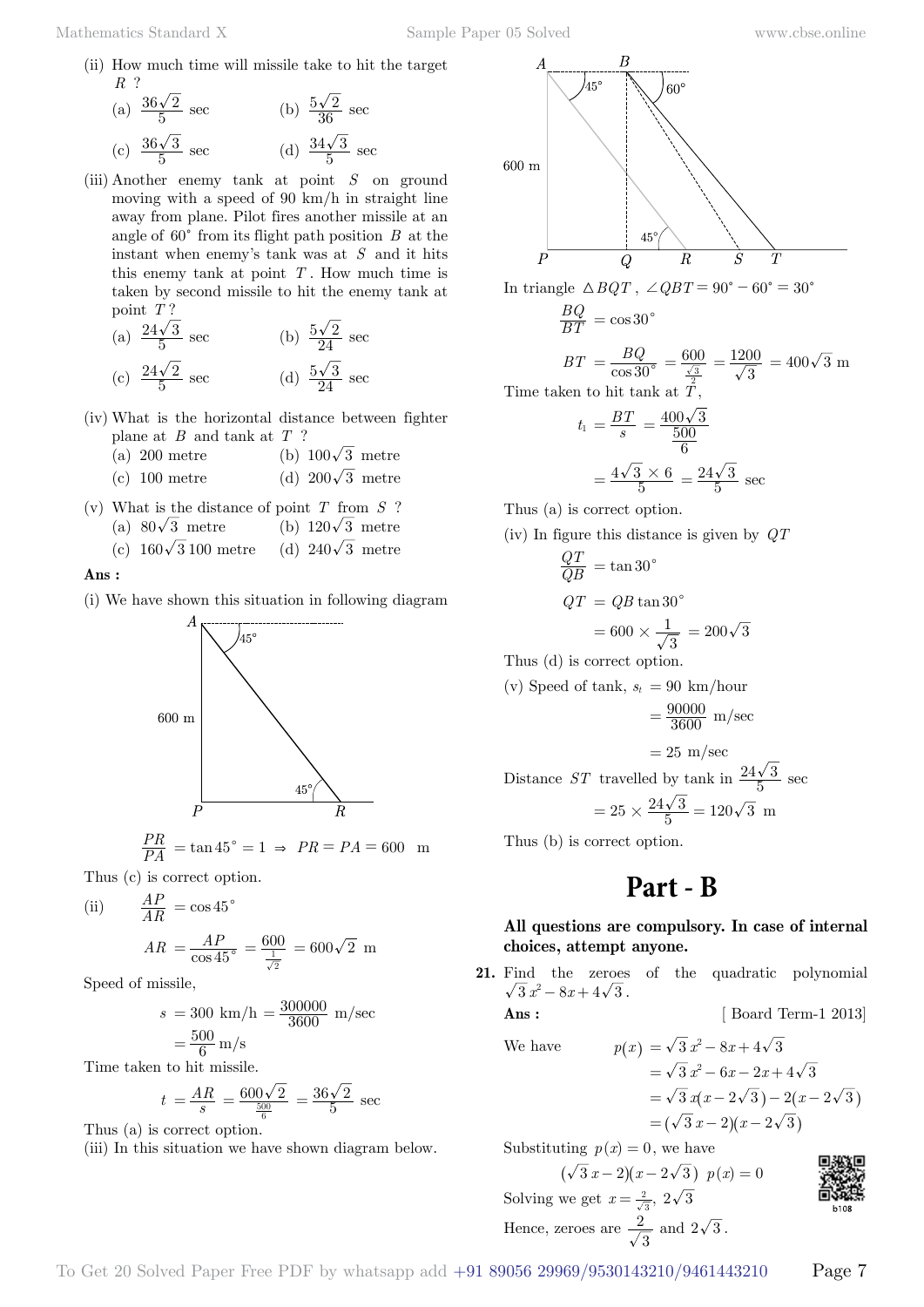(ii) How much time will missile take to hit the target $R$ ?

(a) $\frac{36\sqrt{2}}{5}$ sec (b) $\frac{5\sqrt{2}}{36}$ sec

(c) $\frac{36\sqrt{3}}{5}$ sec (d) $\frac{34\sqrt{3}}{5}$ sec

(iii) Another enemy tank at point $S$ on ground moving with a speed of 90 km/h in straight line away from plane. Pilot fires another missile at an angle of $60^\circ$ from its flight path position $B$ at the instant when enemy's tank was at $S$ and it hits this enemy tank at point $T$. How much time is taken by second missile to hit the enemy tank at point $T$ ?

(a) $\frac{24\sqrt{3}}{5}$ sec (b) $\frac{5\sqrt{2}}{24}$ sec

(c) $\frac{24\sqrt{2}}{5}$ sec (d) $\frac{5\sqrt{3}}{24}$ sec

(iv) What is the horizontal distance between fighter plane at $B$ and tank at $T$ ?

(a) 200 metre (b) $100\sqrt{3}$ metre

(c) 100 metre (d) $200\sqrt{3}$ metre

(v) What is the distance of point $T$ from $S$ ?

(a) $80\sqrt{3}$ metre (b) $120\sqrt{3}$ metre

(c) $160\sqrt{3}$ 100 metre (d) $240\sqrt{3}$ metre

**Ans :**

(i) We have shown this situation in following diagram

A
45°
600 m
45°
P R

$$\frac{PR}{PA} = \tan 45^\circ = 1 \Rightarrow PR = PA = 600 \text{ m}$$

Thus (c) is correct option.

(ii) $$\frac{AP}{AR} = \cos 45^\circ$$

$$AR = \frac{AP}{\cos 45^\circ} = \frac{600}{\frac{1}{\sqrt{2}}} = 600\sqrt{2} \text{ m}$$

Speed of missile,

$$s = 300 \text{ km/h} = \frac{300000}{3600} \text{ m/sec}$$
$$= \frac{500}{6} \text{ m/s}$$

Time taken to hit missile.

$$t = \frac{AR}{s} = \frac{600\sqrt{2}}{\frac{500}{6}} = \frac{36\sqrt{2}}{5} \text{ sec}$$

Thus (a) is correct option.

(iii) In this situation we have shown diagram below.

A B
45° 60°
600 m
45°
P Q R S T

In triangle $\triangle BQT$, $\angle QBT = 90^\circ - 60^\circ = 30^\circ$

$$\frac{BQ}{BT} = \cos 30^\circ$$

$$BT = \frac{BQ}{\cos 30^\circ} = \frac{600}{\frac{\sqrt{3}}{2}} = \frac{1200}{\sqrt{3}} = 400\sqrt{3} \text{ m}$$

Time taken to hit tank at $T$,

$$t_1 = \frac{BT}{s} = \frac{400\sqrt{3}}{\frac{500}{6}}$$
$$= \frac{4\sqrt{3} \times 6}{5} = \frac{24\sqrt{3}}{5} \text{ sec}$$

Thus (a) is correct option.

(iv) In figure this distance is given by $QT$

$$\frac{QT}{QB} = \tan 30^\circ$$

$$QT = QB \tan 30^\circ$$
$$= 600 \times \frac{1}{\sqrt{3}} = 200\sqrt{3}$$

Thus (d) is correct option.

(v) Speed of tank, $s_t = 90$ km/hour

$$= \frac{90000}{3600} \text{ m/sec}$$
$$= 25 \text{ m/sec}$$

Distance $ST$ travelled by tank in $\frac{24\sqrt{3}}{5}$ sec

$$= 25 \times \frac{24\sqrt{3}}{5} = 120\sqrt{3} \text{ m}$$

Thus (b) is correct option.

# Part - B

**All questions are compulsory. In case of internal choices, attempt anyone.**

**21.** Find the zeroes of the quadratic polynomial $\sqrt{3}x^2 - 8x + 4\sqrt{3}$.

**Ans :** [Board Term-1 2013]

We have
$$p(x) = \sqrt{3}x^2 - 8x + 4\sqrt{3}$$
$$= \sqrt{3}x^2 - 6x - 2x + 4\sqrt{3}$$
$$= \sqrt{3}x(x - 2\sqrt{3}) - 2(x - 2\sqrt{3})$$
$$= (\sqrt{3}x - 2)(x - 2\sqrt{3})$$

Substituting $p(x) = 0$, we have

$$(\sqrt{3}x - 2)(x - 2\sqrt{3}) \ p(x) = 0$$

Solving we get $x = \frac{2}{\sqrt{3}}, 2\sqrt{3}$

Hence, zeroes are $\frac{2}{\sqrt{3}}$ and $2\sqrt{3}$.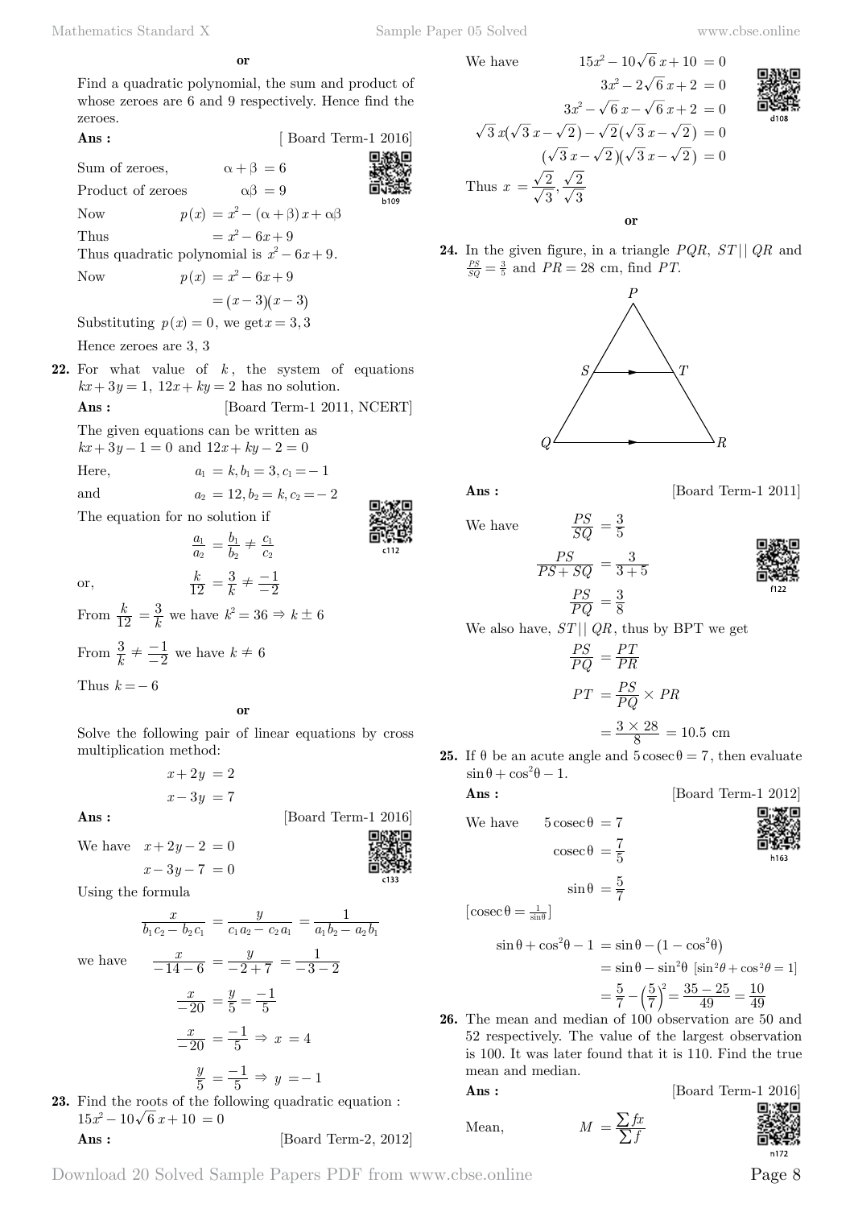**or**

Find a quadratic polynomial, the sum and product of whose zeroes are 6 and 9 respectively. Hence find the zeroes.

**Ans :** [Board Term-1 2016]

Sum of zeroes, $\alpha + \beta = 6$

Product of zeroes $\alpha\beta = 9$

Now $p(x) = x^2 - (\alpha + \beta)x + \alpha\beta$

Thus $= x^2 - 6x + 9$

Thus quadratic polynomial is $x^2 - 6x + 9$.

Now $p(x) = x^2 - 6x + 9$

$= (x-3)(x-3)$

Substituting $p(x) = 0$, we get $x = 3, 3$

Hence zeroes are 3, 3

**22.** For what value of $k$, the system of equations $kx + 3y = 1$, $12x + ky = 2$ has no solution.

**Ans :** [Board Term-1 2011, NCERT]

The given equations can be written as $kx + 3y - 1 = 0$ and $12x + ky - 2 = 0$

Here, $a_1 = k, b_1 = 3, c_1 = -1$

and $a_2 = 12, b_2 = k, c_2 = -2$

The equation for no solution if

$$\frac{a_1}{a_2} = \frac{b_1}{b_2} \neq \frac{c_1}{c_2}$$

or, $$\frac{k}{12} = \frac{3}{k} \neq \frac{-1}{-2}$$

From $\frac{k}{12} = \frac{3}{k}$ we have $k^2 = 36 \Rightarrow k \pm 6$

From $\frac{3}{k} \neq \frac{-1}{-2}$ we have $k \neq 6$

Thus $k = -6$

**or**

Solve the following pair of linear equations by cross multiplication method:

$$x + 2y = 2$$
$$x - 3y = 7$$

**Ans :** [Board Term-1 2016]

We have $x + 2y - 2 = 0$

$x - 3y - 7 = 0$

Using the formula

$$\frac{x}{b_1c_2 - b_2c_1} = \frac{y}{c_1a_2 - c_2a_1} = \frac{1}{a_1b_2 - a_2b_1}$$

we have $$\frac{x}{-14-6} = \frac{y}{-2+7} = \frac{1}{-3-2}$$

$$\frac{x}{-20} = \frac{y}{5} = \frac{-1}{5}$$

$$\frac{x}{-20} = \frac{-1}{5} \Rightarrow x = 4$$

$$\frac{y}{5} = \frac{-1}{5} \Rightarrow y = -1$$

**23.** Find the roots of the following quadratic equation : $15x^2 - 10\sqrt{6}x + 10 = 0$

**Ans :** [Board Term-2, 2012]

We have $$15x^2 - 10\sqrt{6}x + 10 = 0$$

$$3x^2 - 2\sqrt{6}x + 2 = 0$$

$$3x^2 - \sqrt{6}x - \sqrt{6}x + 2 = 0$$

$$\sqrt{3}x(\sqrt{3}x - \sqrt{2}) - \sqrt{2}(\sqrt{3}x - \sqrt{2}) = 0$$

$$(\sqrt{3}x - \sqrt{2})(\sqrt{3}x - \sqrt{2}) = 0$$

Thus $x = \frac{\sqrt{2}}{\sqrt{3}}, \frac{\sqrt{2}}{\sqrt{3}}$

**or**

**24.** In the given figure, in a triangle $PQR$, $ST || QR$ and $\frac{PS}{SQ} = \frac{3}{5}$ and $PR = 28$ cm, find $PT$.

P
S
T
Q
R

**Ans :** [Board Term-1 2011]

We have $$\frac{PS}{SQ} = \frac{3}{5}$$

$$\frac{PS}{PS + SQ} = \frac{3}{3+5}$$

$$\frac{PS}{PQ} = \frac{3}{8}$$

We also have, $ST || QR$, thus by BPT we get

$$\frac{PS}{PQ} = \frac{PT}{PR}$$

$$PT = \frac{PS}{PQ} \times PR$$

$$= \frac{3 \times 28}{8} = 10.5 \text{ cm}$$

**25.** If $\theta$ be an acute angle and $5\operatorname{cosec}\theta = 7$, then evaluate $\sin\theta + \cos^2\theta - 1$.

**Ans :** [Board Term-1 2012]

We have $5\operatorname{cosec}\theta = 7$

$$\operatorname{cosec}\theta = \frac{7}{5}$$

$$\sin\theta = \frac{5}{7}$$

$[\operatorname{cosec}\theta = \frac{1}{\sin\theta}]$

$$\sin\theta + \cos^2\theta - 1 = \sin\theta - (1 - \cos^2\theta)$$

$$= \sin\theta - \sin^2\theta \quad [\sin^2\theta + \cos^2\theta = 1]$$

$$= \frac{5}{7} - \left(\frac{5}{7}\right)^2 = \frac{35 - 25}{49} = \frac{10}{49}$$

**26.** The mean and median of 100 observation are 50 and 52 respectively. The value of the largest observation is 100. It was later found that it is 110. Find the true mean and median.

**Ans :** [Board Term-1 2016]

Mean, $$M = \frac{\sum fx}{\sum f}$$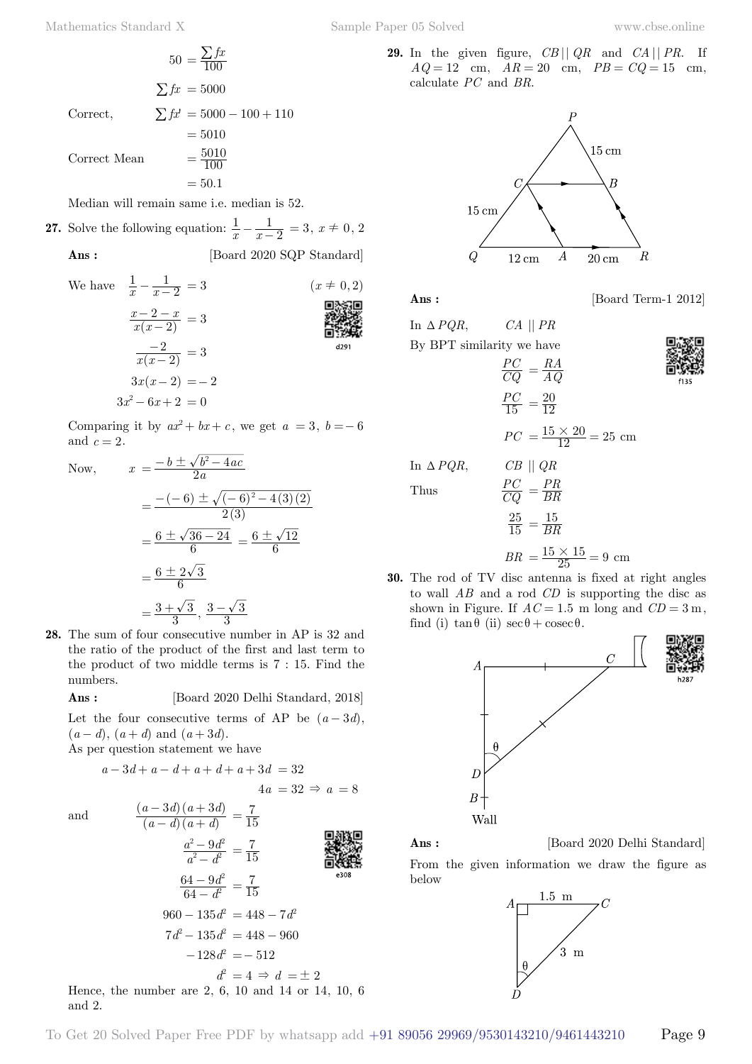$$50 = \frac{\sum fx}{100}$$

$$\sum fx = 5000$$

Correct, $\sum fx' = 5000 - 100 + 110$

$= 5010$

Correct Mean $= \frac{5010}{100}$

$= 50.1$

Median will remain same i.e. median is 52.

**27.** Solve the following equation: $\frac{1}{x} - \frac{1}{x-2} = 3$, $x \neq 0, 2$

**Ans :** [Board 2020 SQP Standard]

We have $\frac{1}{x} - \frac{1}{x-2} = 3$ $\quad (x \neq 0, 2)$

$$\frac{x-2-x}{x(x-2)} = 3$$

$$\frac{-2}{x(x-2)} = 3$$

$$3x(x-2) = -2$$

$$3x^2 - 6x + 2 = 0$$

Comparing it by $ax^2 + bx + c$, we get $a = 3$, $b = -6$ and $c = 2$.

Now, $x = \frac{-b \pm \sqrt{b^2 - 4ac}}{2a}$

$$= \frac{-(-6) \pm \sqrt{(-6)^2 - 4(3)(2)}}{2(3)}$$

$$= \frac{6 \pm \sqrt{36-24}}{6} = \frac{6 \pm \sqrt{12}}{6}$$

$$= \frac{6 \pm 2\sqrt{3}}{6}$$

$$= \frac{3+\sqrt{3}}{3}, \frac{3-\sqrt{3}}{3}$$

**28.** The sum of four consecutive number in AP is 32 and the ratio of the product of the first and last term to the product of two middle terms is 7 : 15. Find the numbers.

**Ans :** [Board 2020 Delhi Standard, 2018]

Let the four consecutive terms of AP be $(a-3d)$, $(a-d)$, $(a+d)$ and $(a+3d)$.

As per question statement we have

$$a - 3d + a - d + a + d + a + 3d = 32$$

$$4a = 32 \Rightarrow a = 8$$

and $\frac{(a-3d)(a+3d)}{(a-d)(a+d)} = \frac{7}{15}$

$$\frac{a^2 - 9d^2}{a^2 - d^2} = \frac{7}{15}$$

$$\frac{64 - 9d^2}{64 - d^2} = \frac{7}{15}$$

$$960 - 135d^2 = 448 - 7d^2$$

$$7d^2 - 135d^2 = 448 - 960$$

$$-128d^2 = -512$$

$$d^2 = 4 \Rightarrow d = \pm 2$$

Hence, the number are 2, 6, 10 and 14 or 14, 10, 6 and 2.

**29.** In the given figure, $CB \parallel QR$ and $CA \parallel PR$. If $AQ = 12$ cm, $AR = 20$ cm, $PB = CQ = 15$ cm, calculate $PC$ and $BR$.

P
15 cm
C
B
15 cm
Q
12 cm
A
20 cm
R

**Ans :** [Board Term-1 2012]

In $\Delta PQR$, $CA \parallel PR$

By BPT similarity we have

$$\frac{PC}{CQ} = \frac{RA}{AQ}$$

$$\frac{PC}{15} = \frac{20}{12}$$

$$PC = \frac{15 \times 20}{12} = 25 \text{ cm}$$

In $\Delta PQR$, $CB \parallel QR$

Thus $\frac{PC}{CQ} = \frac{PR}{BR}$

$$\frac{25}{15} = \frac{15}{BR}$$

$$BR = \frac{15 \times 15}{25} = 9 \text{ cm}$$

**30.** The rod of TV disc antenna is fixed at right angles to wall $AB$ and a rod $CD$ is supporting the disc as shown in Figure. If $AC = 1.5$ m long and $CD = 3$ m, find (i) $\tan\theta$ (ii) $\sec\theta + \text{cosec}\theta$.

A
C
θ
D
B
Wall

**Ans :** [Board 2020 Delhi Standard]

From the given information we draw the figure as below

A
1.5 m
C
3 m
θ
D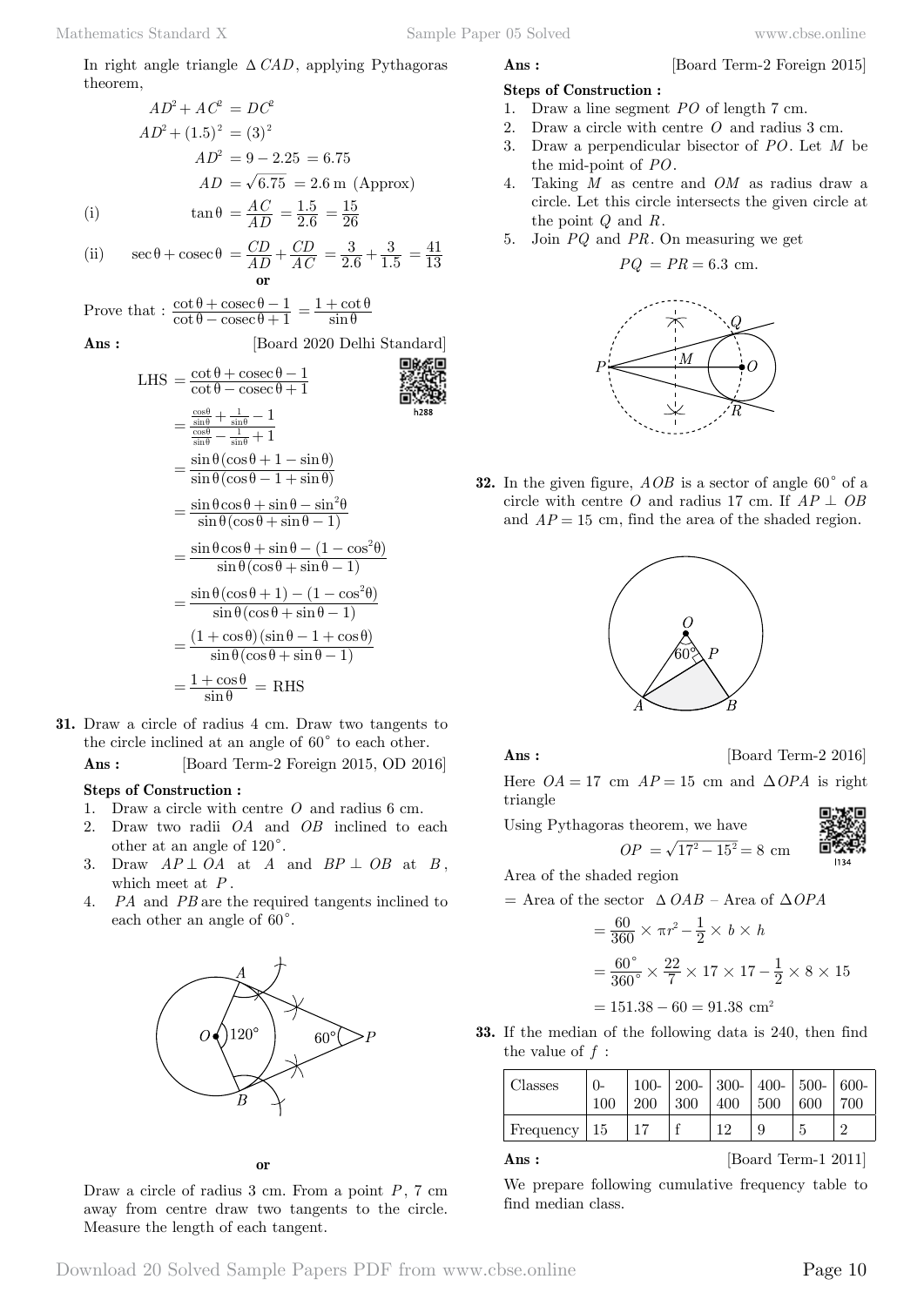In right angle triangle $\Delta CAD$, applying Pythagoras theorem,

$$AD^2 + AC^2 = DC^2$$

$$AD^2 + (1.5)^2 = (3)^2$$

$$AD^2 = 9 - 2.25 = 6.75$$

$$AD = \sqrt{6.75} = 2.6 \text{ m (Approx)}$$

(i) $\tan\theta = \frac{AC}{AD} = \frac{1.5}{2.6} = \frac{15}{26}$

(ii) $\sec\theta + \csc\theta = \frac{CD}{AD} + \frac{CD}{AC} = \frac{3}{2.6} + \frac{3}{1.5} = \frac{41}{13}$

**or**

Prove that : $\frac{\cot\theta + \csc\theta - 1}{\cot\theta - \csc\theta + 1} = \frac{1 + \cot\theta}{\sin\theta}$

**Ans :** [Board 2020 Delhi Standard]

$$\text{LHS} = \frac{\cot\theta + \csc\theta - 1}{\cot\theta - \csc\theta + 1}$$

$$= \frac{\frac{\cos\theta}{\sin\theta} + \frac{1}{\sin\theta} - 1}{\frac{\cos\theta}{\sin\theta} - \frac{1}{\sin\theta} + 1}$$

$$= \frac{\sin\theta(\cos\theta + 1 - \sin\theta)}{\sin\theta(\cos\theta - 1 + \sin\theta)}$$

$$= \frac{\sin\theta\cos\theta + \sin\theta - \sin^2\theta}{\sin\theta(\cos\theta + \sin\theta - 1)}$$

$$= \frac{\sin\theta\cos\theta + \sin\theta - (1 - \cos^2\theta)}{\sin\theta(\cos\theta + \sin\theta - 1)}$$

$$= \frac{\sin\theta(\cos\theta + 1) - (1 - \cos^2\theta)}{\sin\theta(\cos\theta + \sin\theta - 1)}$$

$$= \frac{(1 + \cos\theta)(\sin\theta - 1 + \cos\theta)}{\sin\theta(\cos\theta + \sin\theta - 1)}$$

$$= \frac{1 + \cos\theta}{\sin\theta} = \text{RHS}$$

**31.** Draw a circle of radius 4 cm. Draw two tangents to the circle inclined at an angle of $60^\circ$ to each other.

**Ans :** [Board Term-2 Foreign 2015, OD 2016]

**Steps of Construction :**

1. Draw a circle with centre $O$ and radius 6 cm.
2. Draw two radii $OA$ and $OB$ inclined to each other at an angle of $120^\circ$.
3. Draw $AP \perp OA$ at $A$ and $BP \perp OB$ at $B$, which meet at $P$.
4. $PA$ and $PB$ are the required tangents inclined to each other an angle of $60^\circ$.

A
O
120°
60°
P
B

**or**

Draw a circle of radius 3 cm. From a point $P$, 7 cm away from centre draw two tangents to the circle. Measure the length of each tangent.

**Ans :** [Board Term-2 Foreign 2015]

**Steps of Construction :**

1. Draw a line segment $PO$ of length 7 cm.
2. Draw a circle with centre $O$ and radius 3 cm.
3. Draw a perpendicular bisector of $PO$. Let $M$ be the mid-point of $PO$.
4. Taking $M$ as centre and $OM$ as radius draw a circle. Let this circle intersects the given circle at the point $Q$ and $R$.
5. Join $PQ$ and $PR$. On measuring we get

$$PQ = PR = 6.3 \text{ cm.}$$

Q
P
M
O
R

**32.** In the given figure, $AOB$ is a sector of angle $60^\circ$ of a circle with centre $O$ and radius 17 cm. If $AP \perp OB$ and $AP = 15$ cm, find the area of the shaded region.

O
60°
P
A
B

**Ans :** [Board Term-2 2016]

Here $OA = 17$ cm $AP = 15$ cm and $\Delta OPA$ is right triangle

Using Pythagoras theorem, we have

$$OP = \sqrt{17^2 - 15^2} = 8 \text{ cm}$$

Area of the shaded region

= Area of the sector $\Delta OAB$ – Area of $\Delta OPA$

$$= \frac{60}{360} \times \pi r^2 - \frac{1}{2} \times b \times h$$

$$= \frac{60^\circ}{360^\circ} \times \frac{22}{7} \times 17 \times 17 - \frac{1}{2} \times 8 \times 15$$

$$= 151.38 - 60 = 91.38 \text{ cm}^2$$

**33.** If the median of the following data is 240, then find the value of $f$ :

| Classes | 0-100 | 100-200 | 200-300 | 300-400 | 400-500 | 500-600 | 600-700 |
|---|---|---|---|---|---|---|---|
| Frequency | 15 | 17 | f | 12 | 9 | 5 | 2 |

**Ans :** [Board Term-1 2011]

We prepare following cumulative frequency table to find median class.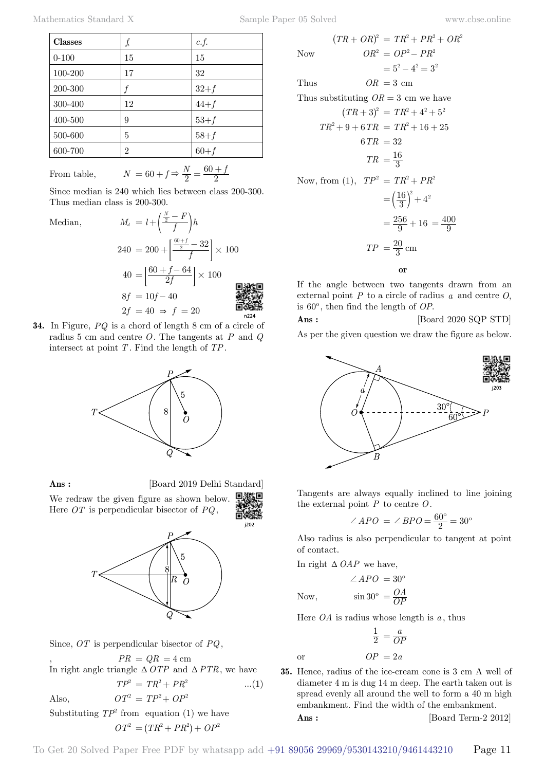| Classes | $f_i$ | c.f. |
|---|---|---|
| 0-100 | 15 | 15 |
| 100-200 | 17 | 32 |
| 200-300 | $f$ | $32+f$ |
| 300-400 | 12 | $44+f$ |
| 400-500 | 9 | $53+f$ |
| 500-600 | 5 | $58+f$ |
| 600-700 | 2 | $60+f$ |

From table, $N = 60 + f \Rightarrow \frac{N}{2} = \frac{60+f}{2}$

Since median is 240 which lies between class 200-300. Thus median class is 200-300.

Median, $$M_d = l + \left(\frac{\frac{N}{2} - F}{f}\right)h$$

$$240 = 200 + \left[\frac{\frac{60+f}{2} - 32}{f}\right] \times 100$$

$$40 = \left[\frac{60+f-64}{2f}\right] \times 100$$

$$8f = 10f - 40$$

$$2f = 40 \Rightarrow f = 20$$

**34.** In Figure, $PQ$ is a chord of length 8 cm of a circle of radius 5 cm and centre $O$. The tangents at $P$ and $Q$ intersect at point $T$. Find the length of $TP$.

**Ans :** [Board 2019 Delhi Standard]

We redraw the given figure as shown below. Here $OT$ is perpendicular bisector of $PQ$,

Since, $OT$ is perpendicular bisector of $PQ$,

$$PR = QR = 4 \text{ cm}$$

In right angle triangle $\Delta OTP$ and $\Delta PTR$, we have

$$TP^2 = TR^2 + PR^2 \quad \text{...(1)}$$

Also, $$OT^2 = TP^2 + OP^2$$

Substituting $TP^2$ from equation (1) we have

$$OT^2 = (TR^2 + PR^2) + OP^2$$

$$(TR + OR)^2 = TR^2 + PR^2 + OR^2$$

Now $$OR^2 = OP^2 - PR^2$$

$$= 5^2 - 4^2 = 3^2$$

Thus $$OR = 3 \text{ cm}$$

Thus substituting $OR = 3$ cm we have

$$(TR + 3)^2 = TR^2 + 4^2 + 5^2$$

$$TR^2 + 9 + 6TR = TR^2 + 16 + 25$$

$$6TR = 32$$

$$TR = \frac{16}{3}$$

Now, from (1), $$TP^2 = TR^2 + PR^2$$

$$= \left(\frac{16}{3}\right)^2 + 4^2$$

$$= \frac{256}{9} + 16 = \frac{400}{9}$$

$$TP = \frac{20}{3} \text{ cm}$$

**or**

If the angle between two tangents drawn from an external point $P$ to a circle of radius $a$ and centre $O$, is $60^\circ$, then find the length of $OP$.

**Ans :** [Board 2020 SQP STD]

As per the given question we draw the figure as below.

Tangents are always equally inclined to line joining the external point $P$ to centre $O$.

$$\angle APO = \angle BPO = \frac{60^\circ}{2} = 30^\circ$$

Also radius is also perpendicular to tangent at point of contact.

In right $\Delta OAP$ we have,

$$\angle APO = 30^\circ$$

Now, $$\sin 30^\circ = \frac{OA}{OP}$$

Here $OA$ is radius whose length is $a$, thus

$$\frac{1}{2} = \frac{a}{OP}$$

or $$OP = 2a$$

**35.** Hence, radius of the ice-cream cone is 3 cm A well of diameter 4 m is dug 14 m deep. The earth taken out is spread evenly all around the well to form a 40 m high embankment. Find the width of the embankment.

**Ans :** [Board Term-2 2012]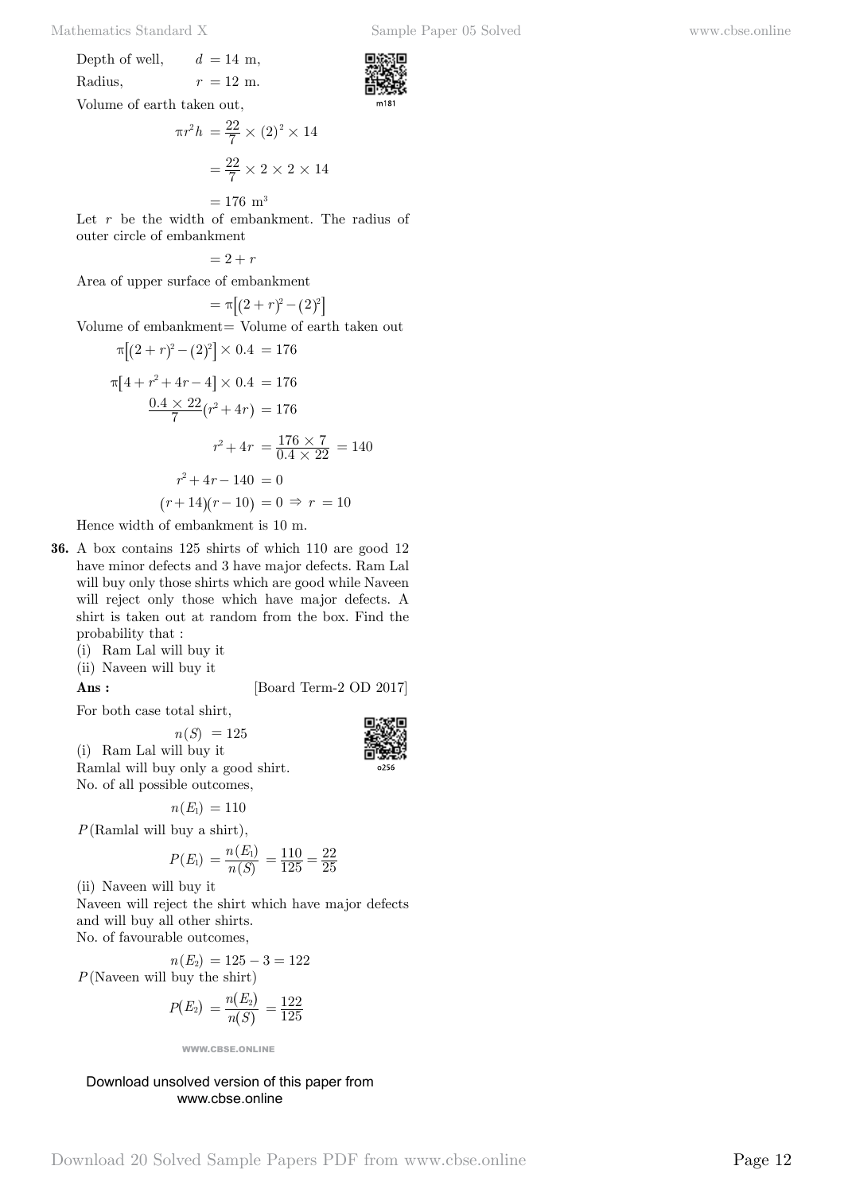Depth of well, $\quad d = 14$ m,

Radius, $\quad r = 12$ m.

Volume of earth taken out,

$$\pi r^2 h = \frac{22}{7} \times (2)^2 \times 14$$

$$= \frac{22}{7} \times 2 \times 2 \times 14$$

$$= 176 \text{ m}^3$$

Let $r$ be the width of embankment. The radius of outer circle of embankment

$$= 2 + r$$

Area of upper surface of embankment

$$= \pi\left[(2+r)^2 - (2)^2\right]$$

Volume of embankment= Volume of earth taken out

$$\pi\left[(2+r)^2 - (2)^2\right] \times 0.4 = 176$$

$$\pi\left[4 + r^2 + 4r - 4\right] \times 0.4 = 176$$

$$\frac{0.4 \times 22}{7}(r^2 + 4r) = 176$$

$$r^2 + 4r = \frac{176 \times 7}{0.4 \times 22} = 140$$

$$r^2 + 4r - 140 = 0$$

$$(r+14)(r-10) = 0 \Rightarrow r = 10$$

Hence width of embankment is 10 m.

**36.** A box contains 125 shirts of which 110 are good 12 have minor defects and 3 have major defects. Ram Lal will buy only those shirts which are good while Naveen will reject only those which have major defects. A shirt is taken out at random from the box. Find the probability that :

(i) Ram Lal will buy it

(ii) Naveen will buy it

**Ans :** [Board Term-2 OD 2017]

For both case total shirt,

$$n(S) = 125$$

(i) Ram Lal will buy it

Ramlal will buy only a good shirt.

No. of all possible outcomes,

$$n(E_1) = 110$$

$P$(Ramlal will buy a shirt),

$$P(E_1) = \frac{n(E_1)}{n(S)} = \frac{110}{125} = \frac{22}{25}$$

(ii) Naveen will buy it

Naveen will reject the shirt which have major defects and will buy all other shirts.

No. of favourable outcomes,

$$n(E_2) = 125 - 3 = 122$$

$P$(Naveen will buy the shirt)

$$P(E_2) = \frac{n(E_2)}{n(S)} = \frac{122}{125}$$

WWW.CBSE.ONLINE

Download unsolved version of this paper from www.cbse.online